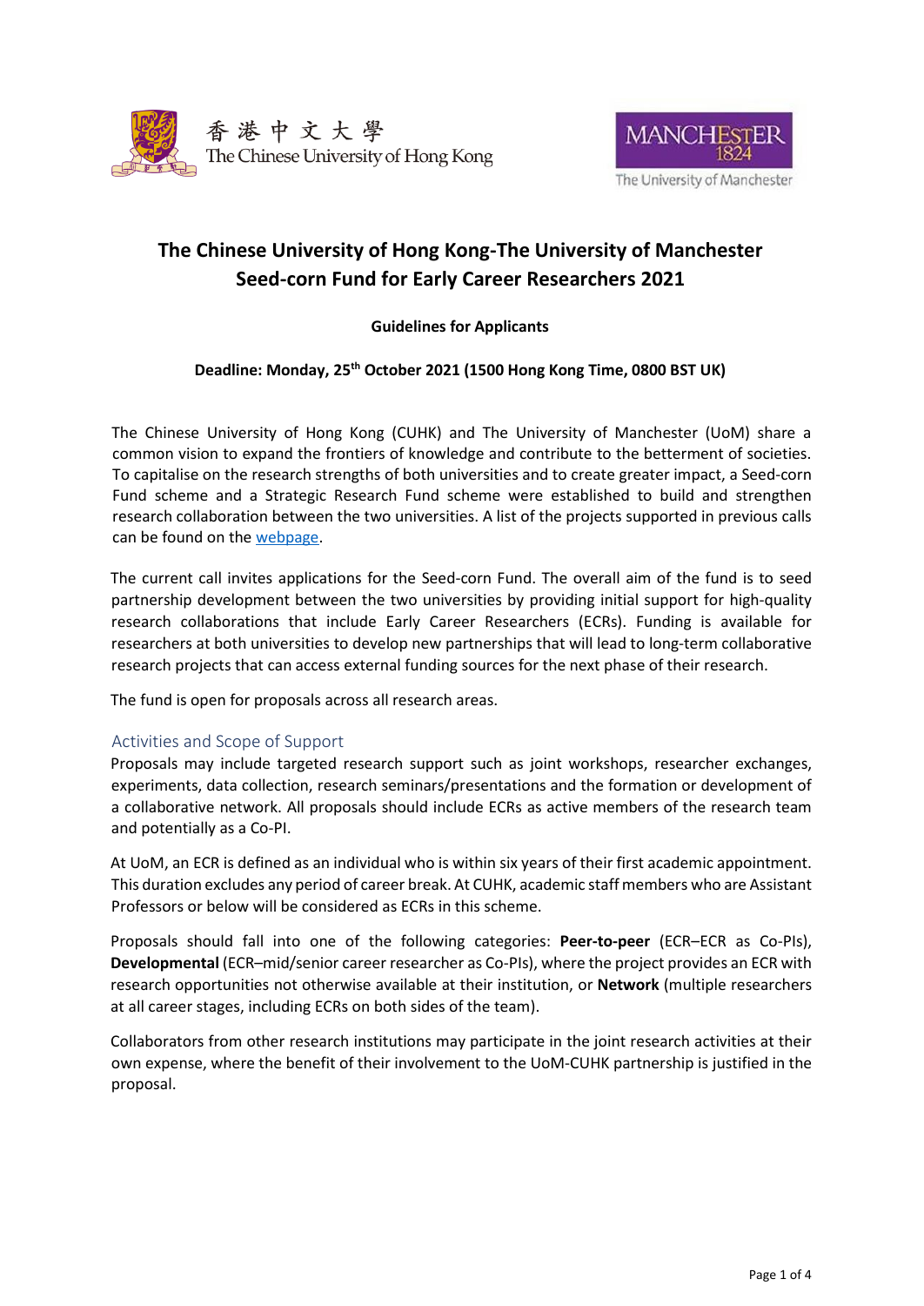香港中文大學 The Chinese University of Hong Kong

MANCHESTER 1824 The University of Manchester

# The Chinese University of Hong Kong-The University of Manchester Seed-corn Fund for Early Career Researchers 2021

**Guidelines for Applicants**

**Deadline: Monday, 25th October 2021 (1500 Hong Kong Time, 0800 BST UK)**

The Chinese University of Hong Kong (CUHK) and The University of Manchester (UoM) share a common vision to expand the frontiers of knowledge and contribute to the betterment of societies. To capitalise on the research strengths of both universities and to create greater impact, a Seed-corn Fund scheme and a Strategic Research Fund scheme were established to build and strengthen research collaboration between the two universities. A list of the projects supported in previous calls can be found on the webpage.

The current call invites applications for the Seed-corn Fund. The overall aim of the fund is to seed partnership development between the two universities by providing initial support for high-quality research collaborations that include Early Career Researchers (ECRs). Funding is available for researchers at both universities to develop new partnerships that will lead to long-term collaborative research projects that can access external funding sources for the next phase of their research.

The fund is open for proposals across all research areas.

## Activities and Scope of Support

Proposals may include targeted research support such as joint workshops, researcher exchanges, experiments, data collection, research seminars/presentations and the formation or development of a collaborative network. All proposals should include ECRs as active members of the research team and potentially as a Co-PI.

At UoM, an ECR is defined as an individual who is within six years of their first academic appointment. This duration excludes any period of career break. At CUHK, academic staff members who are Assistant Professors or below will be considered as ECRs in this scheme.

Proposals should fall into one of the following categories: **Peer-to-peer** (ECR–ECR as Co-PIs), **Developmental** (ECR–mid/senior career researcher as Co-PIs), where the project provides an ECR with research opportunities not otherwise available at their institution, or **Network** (multiple researchers at all career stages, including ECRs on both sides of the team).

Collaborators from other research institutions may participate in the joint research activities at their own expense, where the benefit of their involvement to the UoM-CUHK partnership is justified in the proposal.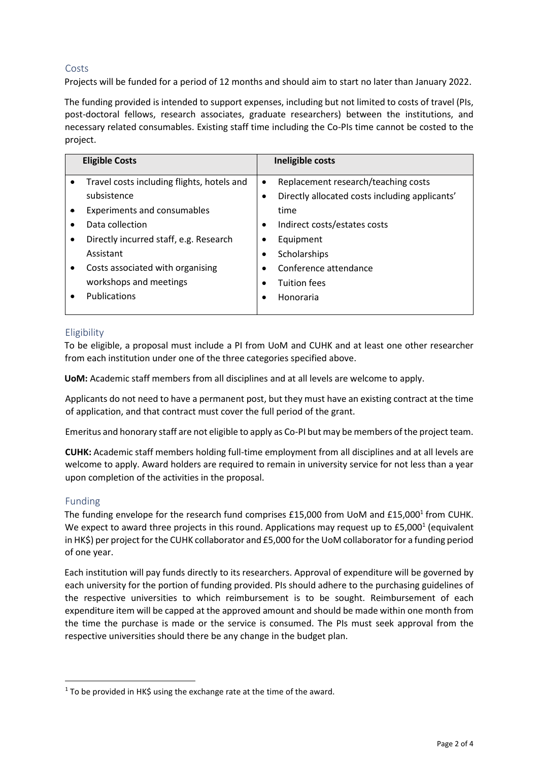## Costs

Projects will be funded for a period of 12 months and should aim to start no later than January 2022.

The funding provided is intended to support expenses, including but not limited to costs of travel (PIs, post-doctoral fellows, research associates, graduate researchers) between the institutions, and necessary related consumables. Existing staff time including the Co-PIs time cannot be costed to the project.

| Eligible Costs | Ineligible costs |
|---|---|
| • Travel costs including flights, hotels and subsistence<br>• Experiments and consumables<br>• Data collection<br>• Directly incurred staff, e.g. Research Assistant<br>• Costs associated with organising workshops and meetings<br>• Publications | • Replacement research/teaching costs<br>• Directly allocated costs including applicants' time<br>• Indirect costs/estates costs<br>• Equipment<br>• Scholarships<br>• Conference attendance<br>• Tuition fees<br>• Honoraria |

## Eligibility

To be eligible, a proposal must include a PI from UoM and CUHK and at least one other researcher from each institution under one of the three categories specified above.

**UoM:** Academic staff members from all disciplines and at all levels are welcome to apply.

Applicants do not need to have a permanent post, but they must have an existing contract at the time of application, and that contract must cover the full period of the grant.

Emeritus and honorary staff are not eligible to apply as Co-PI but may be members of the project team.

**CUHK:** Academic staff members holding full-time employment from all disciplines and at all levels are welcome to apply. Award holders are required to remain in university service for not less than a year upon completion of the activities in the proposal.

## Funding

The funding envelope for the research fund comprises £15,000 from UoM and £15,000[1] from CUHK. We expect to award three projects in this round. Applications may request up to £5,000[1] (equivalent in HK$) per project for the CUHK collaborator and £5,000 for the UoM collaborator for a funding period of one year.

Each institution will pay funds directly to its researchers. Approval of expenditure will be governed by each university for the portion of funding provided. PIs should adhere to the purchasing guidelines of the respective universities to which reimbursement is to be sought. Reimbursement of each expenditure item will be capped at the approved amount and should be made within one month from the time the purchase is made or the service is consumed. The PIs must seek approval from the respective universities should there be any change in the budget plan.

[1] To be provided in HK$ using the exchange rate at the time of the award.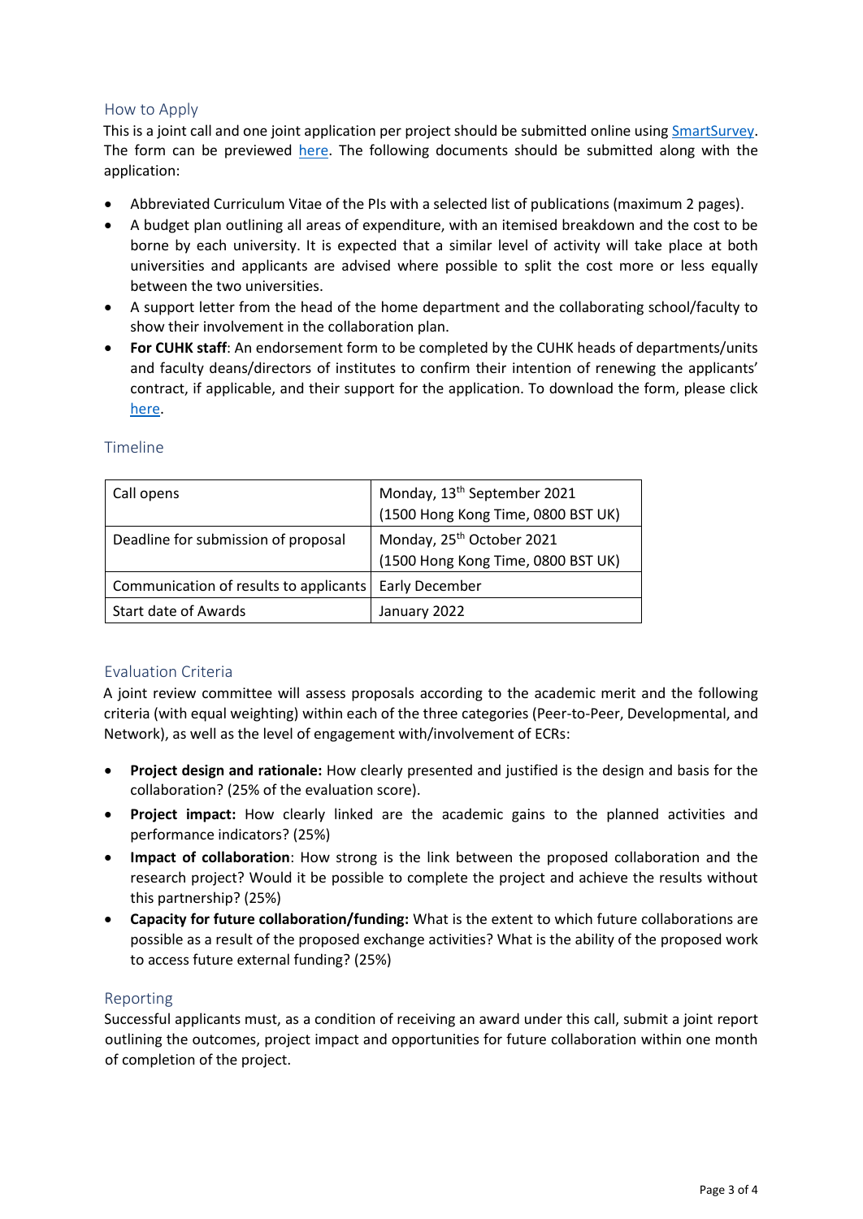## How to Apply

This is a joint call and one joint application per project should be submitted online using SmartSurvey. The form can be previewed here. The following documents should be submitted along with the application:

- Abbreviated Curriculum Vitae of the PIs with a selected list of publications (maximum 2 pages).
- A budget plan outlining all areas of expenditure, with an itemised breakdown and the cost to be borne by each university. It is expected that a similar level of activity will take place at both universities and applicants are advised where possible to split the cost more or less equally between the two universities.
- A support letter from the head of the home department and the collaborating school/faculty to show their involvement in the collaboration plan.
- **For CUHK staff**: An endorsement form to be completed by the CUHK heads of departments/units and faculty deans/directors of institutes to confirm their intention of renewing the applicants' contract, if applicable, and their support for the application. To download the form, please click here.

## Timeline

| | |
|---|---|
| Call opens | Monday, 13th September 2021 (1500 Hong Kong Time, 0800 BST UK) |
| Deadline for submission of proposal | Monday, 25th October 2021 (1500 Hong Kong Time, 0800 BST UK) |
| Communication of results to applicants | Early December |
| Start date of Awards | January 2022 |

## Evaluation Criteria

A joint review committee will assess proposals according to the academic merit and the following criteria (with equal weighting) within each of the three categories (Peer-to-Peer, Developmental, and Network), as well as the level of engagement with/involvement of ECRs:

- **Project design and rationale:** How clearly presented and justified is the design and basis for the collaboration? (25% of the evaluation score).
- **Project impact:** How clearly linked are the academic gains to the planned activities and performance indicators? (25%)
- **Impact of collaboration**: How strong is the link between the proposed collaboration and the research project? Would it be possible to complete the project and achieve the results without this partnership? (25%)
- **Capacity for future collaboration/funding:** What is the extent to which future collaborations are possible as a result of the proposed exchange activities? What is the ability of the proposed work to access future external funding? (25%)

## Reporting

Successful applicants must, as a condition of receiving an award under this call, submit a joint report outlining the outcomes, project impact and opportunities for future collaboration within one month of completion of the project.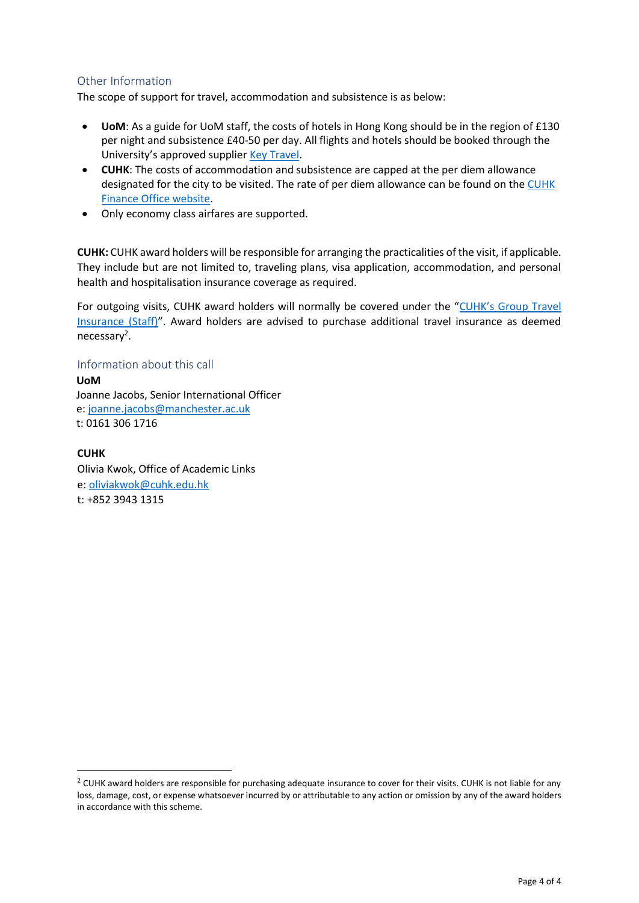## Other Information

The scope of support for travel, accommodation and subsistence is as below:

- **UoM**: As a guide for UoM staff, the costs of hotels in Hong Kong should be in the region of £130 per night and subsistence £40-50 per day. All flights and hotels should be booked through the University's approved supplier Key Travel.
- **CUHK**: The costs of accommodation and subsistence are capped at the per diem allowance designated for the city to be visited. The rate of per diem allowance can be found on the CUHK Finance Office website.
- Only economy class airfares are supported.

**CUHK:** CUHK award holders will be responsible for arranging the practicalities of the visit, if applicable. They include but are not limited to, traveling plans, visa application, accommodation, and personal health and hospitalisation insurance coverage as required.

For outgoing visits, CUHK award holders will normally be covered under the "CUHK's Group Travel Insurance (Staff)". Award holders are advised to purchase additional travel insurance as deemed necessary[2].

## Information about this call

**UoM**
Joanne Jacobs, Senior International Officer
e: joanne.jacobs@manchester.ac.uk
t: 0161 306 1716

**CUHK**
Olivia Kwok, Office of Academic Links
e: oliviakwok@cuhk.edu.hk
t: +852 3943 1315

[2] CUHK award holders are responsible for purchasing adequate insurance to cover for their visits. CUHK is not liable for any loss, damage, cost, or expense whatsoever incurred by or attributable to any action or omission by any of the award holders in accordance with this scheme.